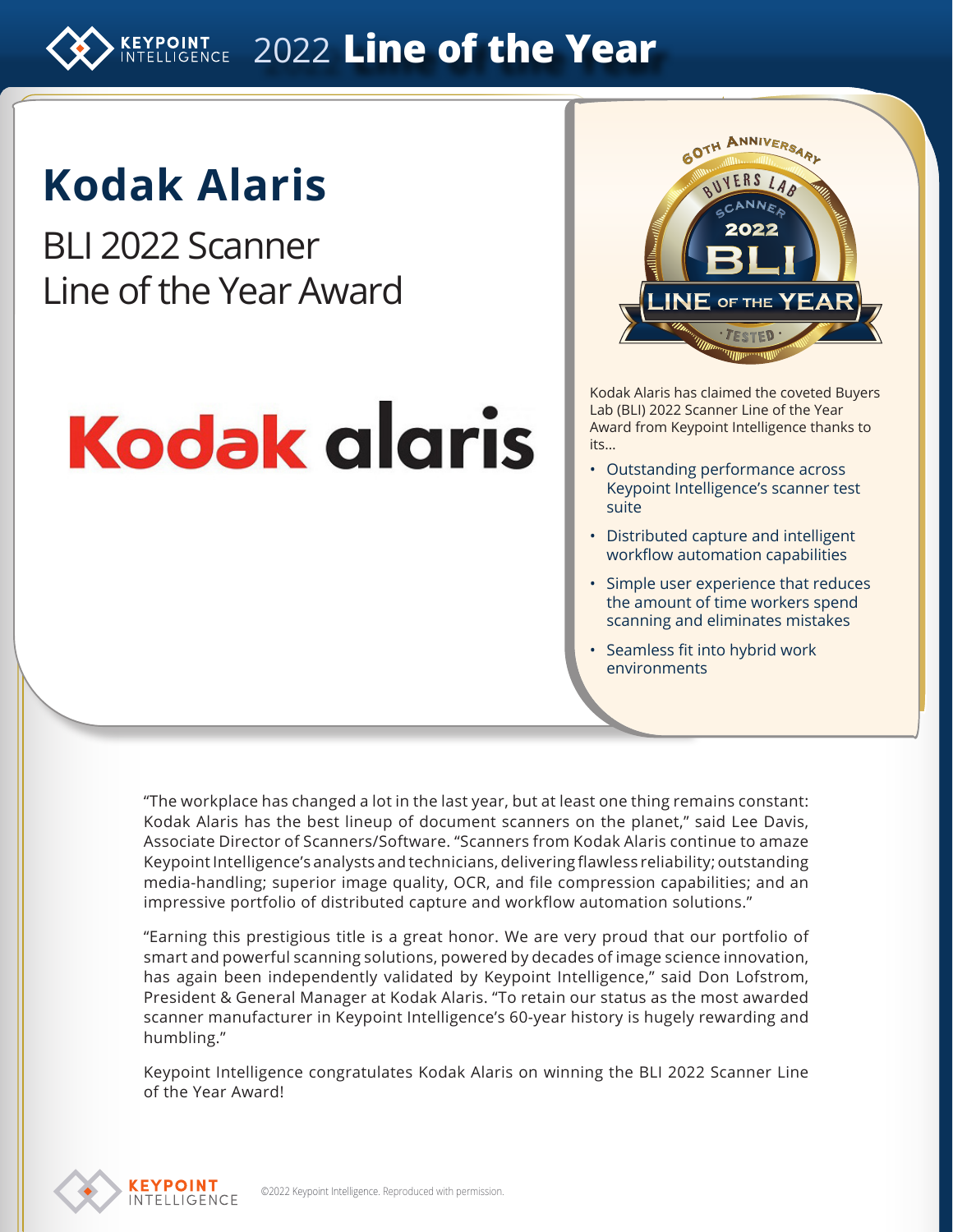# 2022 Line of the Year

# Kodak Alaris

## BLI 2022 Scanner Line of the Year Award

Kodak Alaris has claimed the coveted Buyers Lab (BLI) 2022 Scanner Line of the Year Award from Keypoint Intelligence thanks to its...

- Outstanding performance across Keypoint Intelligence's scanner test suite
- Distributed capture and intelligent workflow automation capabilities
- Simple user experience that reduces the amount of time workers spend scanning and eliminates mistakes
- Seamless fit into hybrid work environments

"The workplace has changed a lot in the last year, but at least one thing remains constant: Kodak Alaris has the best lineup of document scanners on the planet," said Lee Davis, Associate Director of Scanners/Software. "Scanners from Kodak Alaris continue to amaze Keypoint Intelligence's analysts and technicians, delivering flawless reliability; outstanding media-handling; superior image quality, OCR, and file compression capabilities; and an impressive portfolio of distributed capture and workflow automation solutions."

"Earning this prestigious title is a great honor. We are very proud that our portfolio of smart and powerful scanning solutions, powered by decades of image science innovation, has again been independently validated by Keypoint Intelligence," said Don Lofstrom, President & General Manager at Kodak Alaris. "To retain our status as the most awarded scanner manufacturer in Keypoint Intelligence's 60-year history is hugely rewarding and humbling."

Keypoint Intelligence congratulates Kodak Alaris on winning the BLI 2022 Scanner Line of the Year Award!

©2022 Keypoint Intelligence. Reproduced with permission.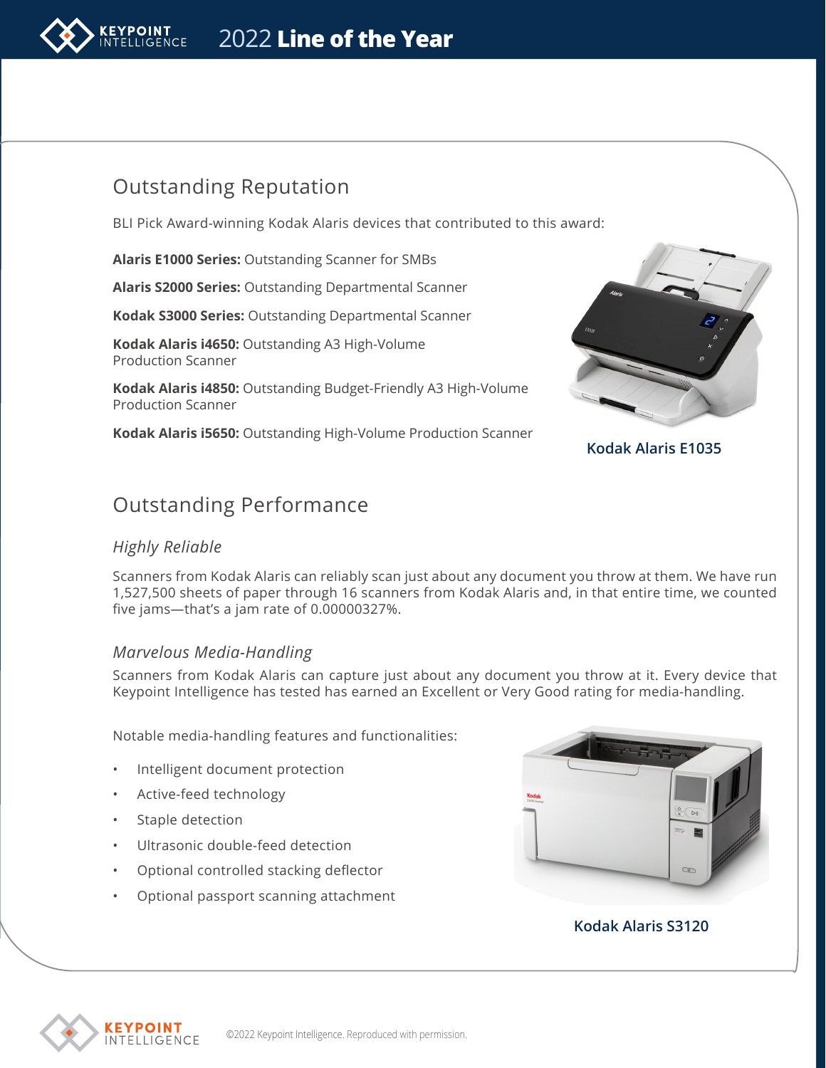## Outstanding Reputation

BLI Pick Award-winning Kodak Alaris devices that contributed to this award:

**Alaris E1000 Series:** Outstanding Scanner for SMBs

**Alaris S2000 Series:** Outstanding Departmental Scanner

**Kodak S3000 Series:** Outstanding Departmental Scanner

**Kodak Alaris i4650:** Outstanding A3 High-Volume Production Scanner

**Kodak Alaris i4850:** Outstanding Budget-Friendly A3 High-Volume Production Scanner

**Kodak Alaris i5650:** Outstanding High-Volume Production Scanner

Kodak Alaris E1035

## Outstanding Performance

### *Highly Reliable*

Scanners from Kodak Alaris can reliably scan just about any document you throw at them. We have run 1,527,500 sheets of paper through 16 scanners from Kodak Alaris and, in that entire time, we counted five jams—that's a jam rate of 0.00000327%.

### *Marvelous Media-Handling*

Scanners from Kodak Alaris can capture just about any document you throw at it. Every device that Keypoint Intelligence has tested has earned an Excellent or Very Good rating for media-handling.

Notable media-handling features and functionalities:

- Intelligent document protection
- Active-feed technology
- Staple detection
- Ultrasonic double-feed detection
- Optional controlled stacking deflector
- Optional passport scanning attachment

Kodak Alaris S3120

©2022 Keypoint Intelligence. Reproduced with permission.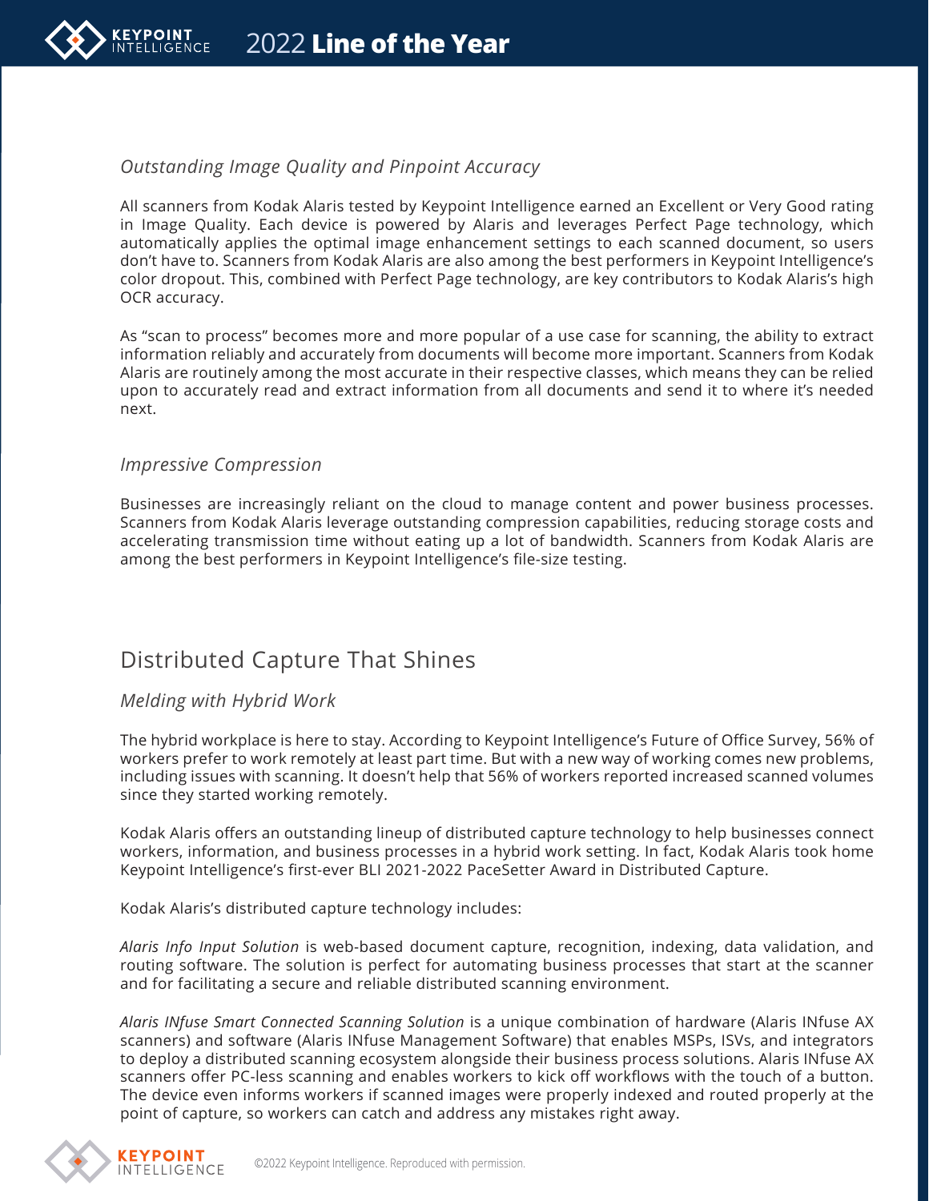### *Outstanding Image Quality and Pinpoint Accuracy*

All scanners from Kodak Alaris tested by Keypoint Intelligence earned an Excellent or Very Good rating in Image Quality. Each device is powered by Alaris and leverages Perfect Page technology, which automatically applies the optimal image enhancement settings to each scanned document, so users don't have to. Scanners from Kodak Alaris are also among the best performers in Keypoint Intelligence's color dropout. This, combined with Perfect Page technology, are key contributors to Kodak Alaris's high OCR accuracy.

As "scan to process" becomes more and more popular of a use case for scanning, the ability to extract information reliably and accurately from documents will become more important. Scanners from Kodak Alaris are routinely among the most accurate in their respective classes, which means they can be relied upon to accurately read and extract information from all documents and send it to where it's needed next.

### *Impressive Compression*

Businesses are increasingly reliant on the cloud to manage content and power business processes. Scanners from Kodak Alaris leverage outstanding compression capabilities, reducing storage costs and accelerating transmission time without eating up a lot of bandwidth. Scanners from Kodak Alaris are among the best performers in Keypoint Intelligence's file-size testing.

## Distributed Capture That Shines

### *Melding with Hybrid Work*

The hybrid workplace is here to stay. According to Keypoint Intelligence's Future of Office Survey, 56% of workers prefer to work remotely at least part time. But with a new way of working comes new problems, including issues with scanning. It doesn't help that 56% of workers reported increased scanned volumes since they started working remotely.

Kodak Alaris offers an outstanding lineup of distributed capture technology to help businesses connect workers, information, and business processes in a hybrid work setting. In fact, Kodak Alaris took home Keypoint Intelligence's first-ever BLI 2021-2022 PaceSetter Award in Distributed Capture.

Kodak Alaris's distributed capture technology includes:

*Alaris Info Input Solution* is web-based document capture, recognition, indexing, data validation, and routing software. The solution is perfect for automating business processes that start at the scanner and for facilitating a secure and reliable distributed scanning environment.

*Alaris INfuse Smart Connected Scanning Solution* is a unique combination of hardware (Alaris INfuse AX scanners) and software (Alaris INfuse Management Software) that enables MSPs, ISVs, and integrators to deploy a distributed scanning ecosystem alongside their business process solutions. Alaris INfuse AX scanners offer PC-less scanning and enables workers to kick off workflows with the touch of a button. The device even informs workers if scanned images were properly indexed and routed properly at the point of capture, so workers can catch and address any mistakes right away.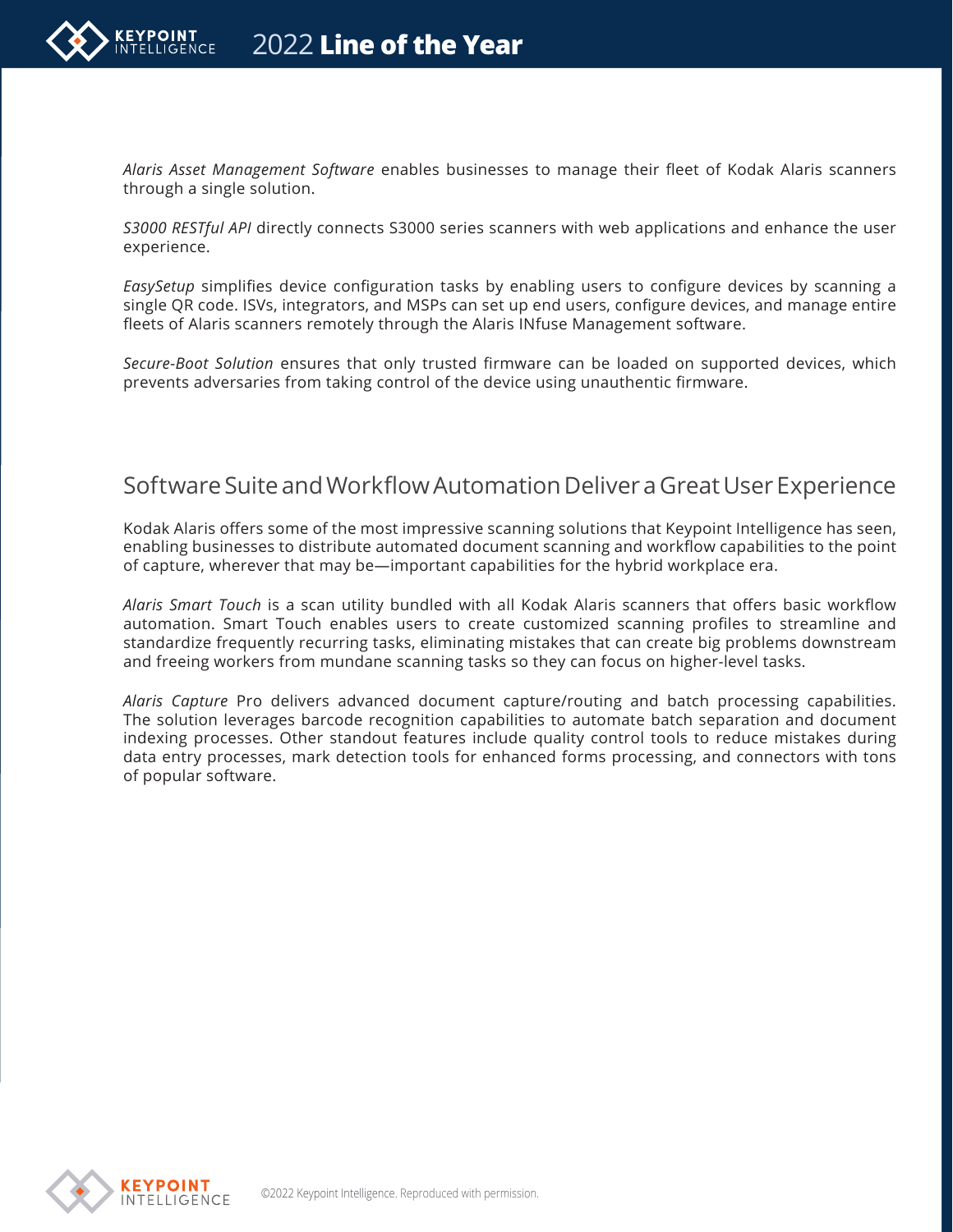*Alaris Asset Management Software* enables businesses to manage their fleet of Kodak Alaris scanners through a single solution.

*S3000 RESTful API* directly connects S3000 series scanners with web applications and enhance the user experience.

*EasySetup* simplifies device configuration tasks by enabling users to configure devices by scanning a single QR code. ISVs, integrators, and MSPs can set up end users, configure devices, and manage entire fleets of Alaris scanners remotely through the Alaris INfuse Management software.

*Secure-Boot Solution* ensures that only trusted firmware can be loaded on supported devices, which prevents adversaries from taking control of the device using unauthentic firmware.

## Software Suite and Workflow Automation Deliver a Great User Experience

Kodak Alaris offers some of the most impressive scanning solutions that Keypoint Intelligence has seen, enabling businesses to distribute automated document scanning and workflow capabilities to the point of capture, wherever that may be—important capabilities for the hybrid workplace era.

*Alaris Smart Touch* is a scan utility bundled with all Kodak Alaris scanners that offers basic workflow automation. Smart Touch enables users to create customized scanning profiles to streamline and standardize frequently recurring tasks, eliminating mistakes that can create big problems downstream and freeing workers from mundane scanning tasks so they can focus on higher-level tasks.

*Alaris Capture* Pro delivers advanced document capture/routing and batch processing capabilities. The solution leverages barcode recognition capabilities to automate batch separation and document indexing processes. Other standout features include quality control tools to reduce mistakes during data entry processes, mark detection tools for enhanced forms processing, and connectors with tons of popular software.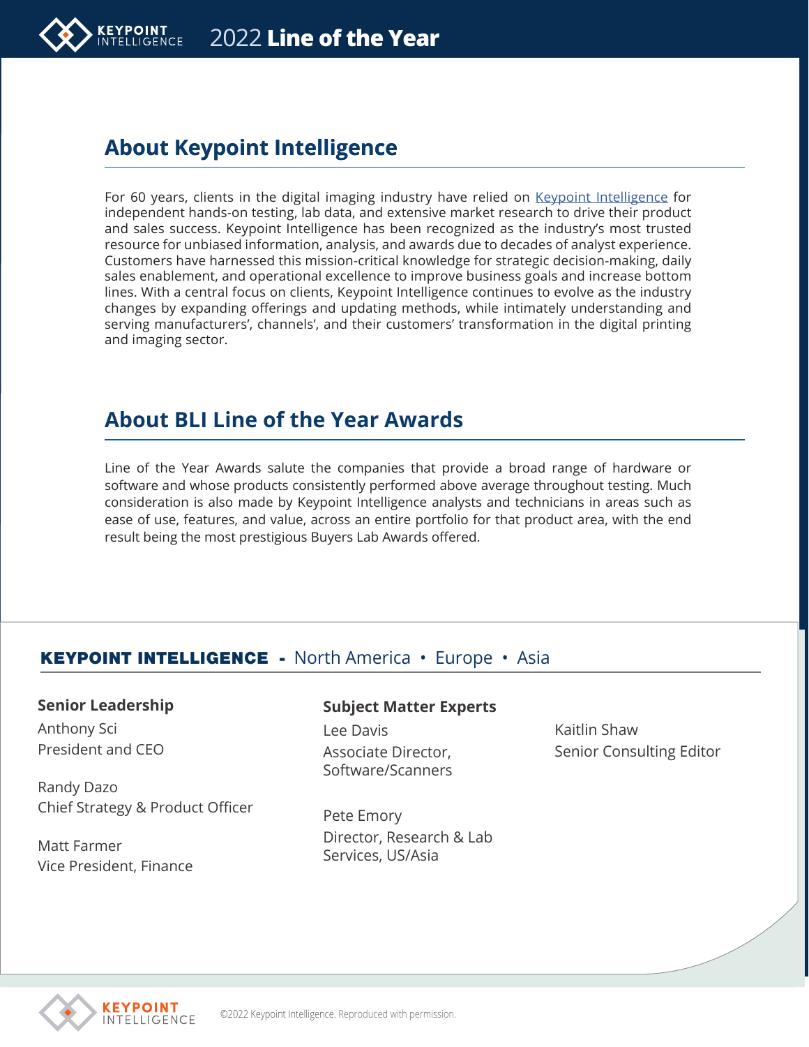## About Keypoint Intelligence

For 60 years, clients in the digital imaging industry have relied on Keypoint Intelligence for independent hands-on testing, lab data, and extensive market research to drive their product and sales success. Keypoint Intelligence has been recognized as the industry's most trusted resource for unbiased information, analysis, and awards due to decades of analyst experience. Customers have harnessed this mission-critical knowledge for strategic decision-making, daily sales enablement, and operational excellence to improve business goals and increase bottom lines. With a central focus on clients, Keypoint Intelligence continues to evolve as the industry changes by expanding offerings and updating methods, while intimately understanding and serving manufacturers', channels', and their customers' transformation in the digital printing and imaging sector.

## About BLI Line of the Year Awards

Line of the Year Awards salute the companies that provide a broad range of hardware or software and whose products consistently performed above average throughout testing. Much consideration is also made by Keypoint Intelligence analysts and technicians in areas such as ease of use, features, and value, across an entire portfolio for that product area, with the end result being the most prestigious Buyers Lab Awards offered.

**KEYPOINT INTELLIGENCE** - North America • Europe • Asia

**Senior Leadership**

Anthony Sci
President and CEO

Randy Dazo
Chief Strategy & Product Officer

Matt Farmer
Vice President, Finance

**Subject Matter Experts**

Lee Davis
Associate Director, Software/Scanners

Pete Emory
Director, Research & Lab Services, US/Asia

Kaitlin Shaw
Senior Consulting Editor

©2022 Keypoint Intelligence. Reproduced with permission.